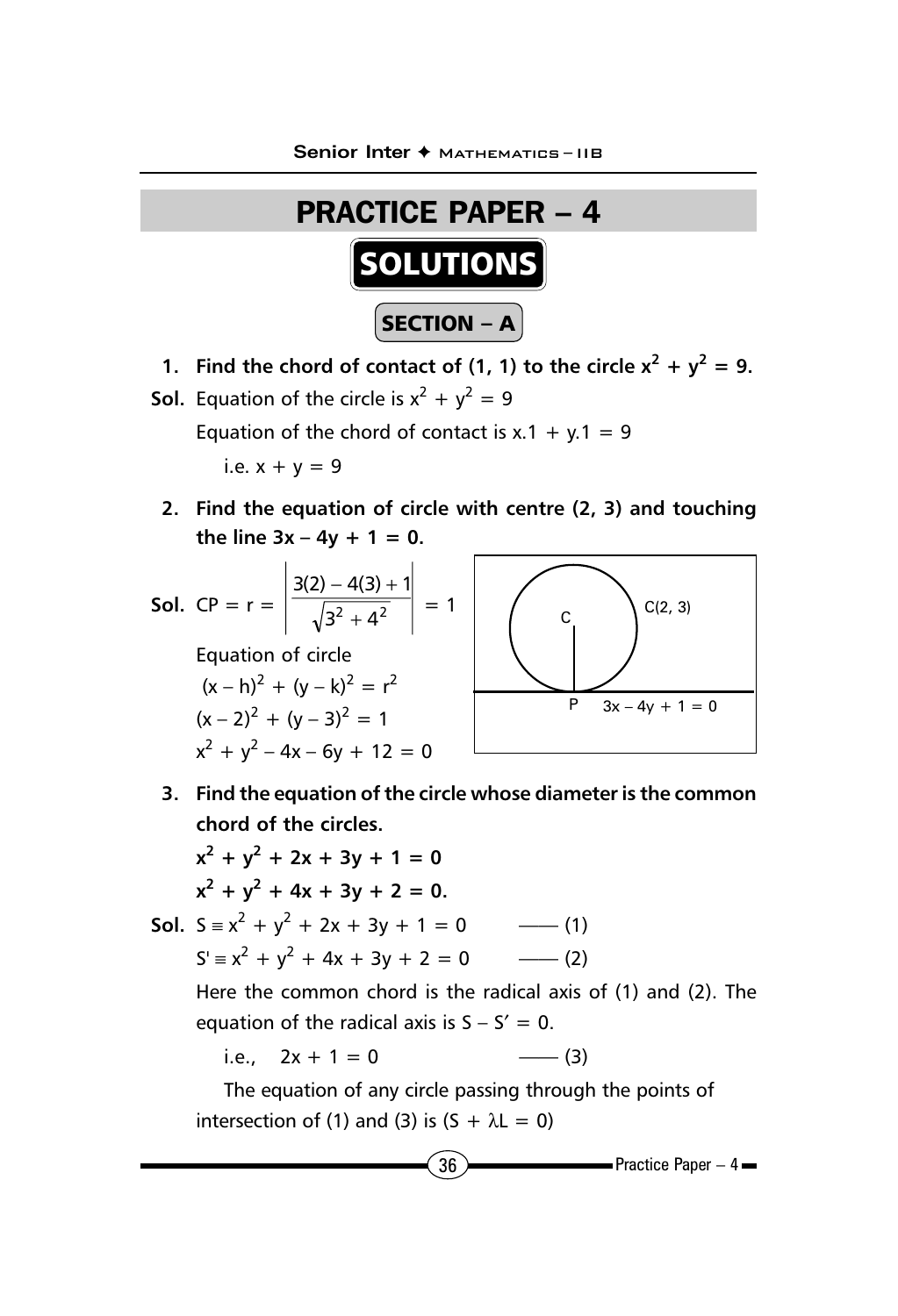# PRACTICE PAPER – 4

## SOLUTIONS

### SECTION – A

**1. Find the chord of contact of (1, 1) to the circle $x^2 + y^2 = 9$.**

**Sol.** Equation of the circle is $x^2 + y^2 = 9$

Equation of the chord of contact is $x.1 + y.1 = 9$

i.e. $x + y = 9$

**2. Find the equation of circle with centre (2, 3) and touching the line $3x - 4y + 1 = 0$.**

**Sol.** $CP = r = \left|\dfrac{3(2) - 4(3) + 1}{\sqrt{3^2 + 4^2}}\right| = 1$

Equation of circle

$(x - h)^2 + (y - k)^2 = r^2$

$(x - 2)^2 + (y - 3)^2 = 1$

$x^2 + y^2 - 4x - 6y + 12 = 0$

C(2, 3)

P $3x - 4y + 1 = 0$

**3. Find the equation of the circle whose diameter is the common chord of the circles.**

**$x^2 + y^2 + 2x + 3y + 1 = 0$**

**$x^2 + y^2 + 4x + 3y + 2 = 0$.**

**Sol.** $S \equiv x^2 + y^2 + 2x + 3y + 1 = 0$ —— (1)

$S' \equiv x^2 + y^2 + 4x + 3y + 2 = 0$ —— (2)

Here the common chord is the radical axis of (1) and (2). The equation of the radical axis is $S - S' = 0$.

i.e., $2x + 1 = 0$ —— (3)

The equation of any circle passing through the points of intersection of (1) and (3) is $(S + \lambda L = 0)$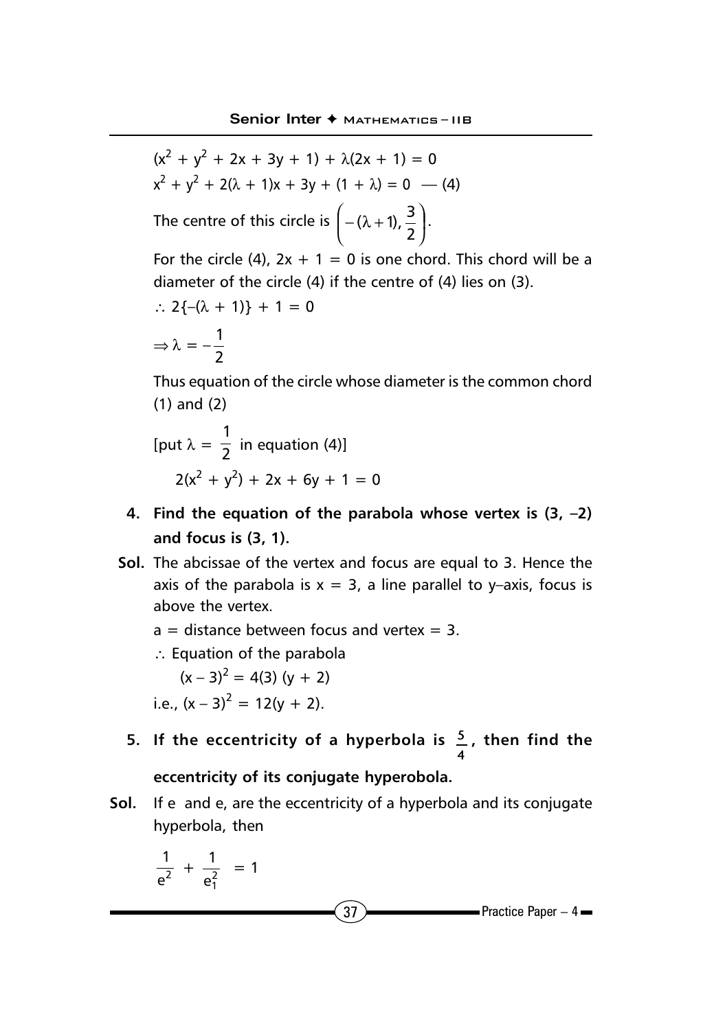$(x^2 + y^2 + 2x + 3y + 1) + \lambda(2x + 1) = 0$

$x^2 + y^2 + 2(\lambda + 1)x + 3y + (1 + \lambda) = 0$ — (4)

The centre of this circle is $\left(-(\lambda+1), \frac{3}{2}\right)$.

For the circle (4), $2x + 1 = 0$ is one chord. This chord will be a diameter of the circle (4) if the centre of (4) lies on (3).

$\therefore 2\{-(\lambda + 1)\} + 1 = 0$

$\Rightarrow \lambda = -\frac{1}{2}$

Thus equation of the circle whose diameter is the common chord (1) and (2)

[put $\lambda = \frac{1}{2}$ in equation (4)]

$$2(x^2 + y^2) + 2x + 6y + 1 = 0$$

**4. Find the equation of the parabola whose vertex is (3, –2) and focus is (3, 1).**

**Sol.** The abcissae of the vertex and focus are equal to 3. Hence the axis of the parabola is $x = 3$, a line parallel to y–axis, focus is above the vertex.

$a$ = distance between focus and vertex = 3.

$\therefore$ Equation of the parabola

$$(x - 3)^2 = 4(3)(y + 2)$$

i.e., $(x - 3)^2 = 12(y + 2)$.

**5. If the eccentricity of a hyperbola is $\frac{5}{4}$, then find the eccentricity of its conjugate hyperobola.**

**Sol.** If e and $e_1$ are the eccentricity of a hyperbola and its conjugate hyperbola, then

$$\frac{1}{e^2} + \frac{1}{e_1^2} = 1$$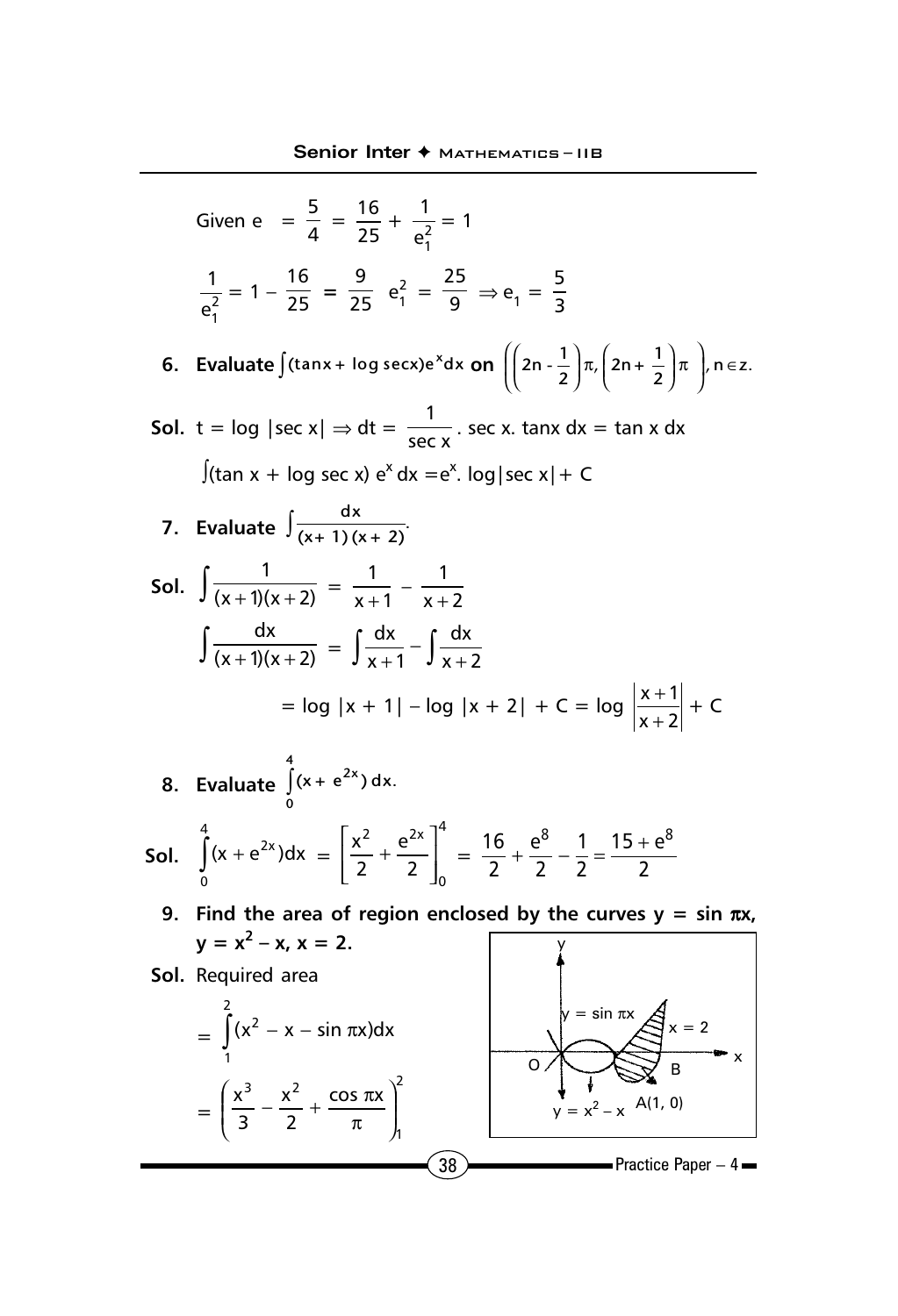Given $e = \frac{5}{4} = \frac{16}{25} + \frac{1}{e_1^2} = 1$

$\frac{1}{e_1^2} = 1 - \frac{16}{25} = \frac{9}{25} \quad e_1^2 = \frac{25}{9} \Rightarrow e_1 = \frac{5}{3}$

**6. Evaluate $\int (\tan x + \log \sec x) e^x dx$ on $\left(\left(2n - \frac{1}{2}\right)\pi, \left(2n + \frac{1}{2}\right)\pi\right), n \in z.$**

**Sol.** $t = \log |\sec x| \Rightarrow dt = \frac{1}{\sec x} . \sec x. \tan x\, dx = \tan x\, dx$

$\int(\tan x + \log \sec x)\, e^x\, dx = e^x. \log|\sec x| + C$

**7. Evaluate $\int \frac{dx}{(x+1)(x+2)}$.**

**Sol.** $\int \frac{1}{(x+1)(x+2)} = \frac{1}{x+1} - \frac{1}{x+2}$

$\int \frac{dx}{(x+1)(x+2)} = \int \frac{dx}{x+1} - \int \frac{dx}{x+2}$

$= \log |x+1| - \log |x+2| + C = \log \left|\frac{x+1}{x+2}\right| + C$

**8. Evaluate $\int_0^4 (x + e^{2x})\, dx$.**

**Sol.** $\int_0^4 (x + e^{2x}) dx = \left[\frac{x^2}{2} + \frac{e^{2x}}{2}\right]_0^4 = \frac{16}{2} + \frac{e^8}{2} - \frac{1}{2} = \frac{15 + e^8}{2}$

**9. Find the area of region enclosed by the curves $y = \sin \pi x$, $y = x^2 - x$, $x = 2$.**

**Sol.** Required area

$= \int_1^2 (x^2 - x - \sin \pi x) dx$

$= \left(\frac{x^3}{3} - \frac{x^2}{2} + \frac{\cos \pi x}{\pi}\right)_1^2$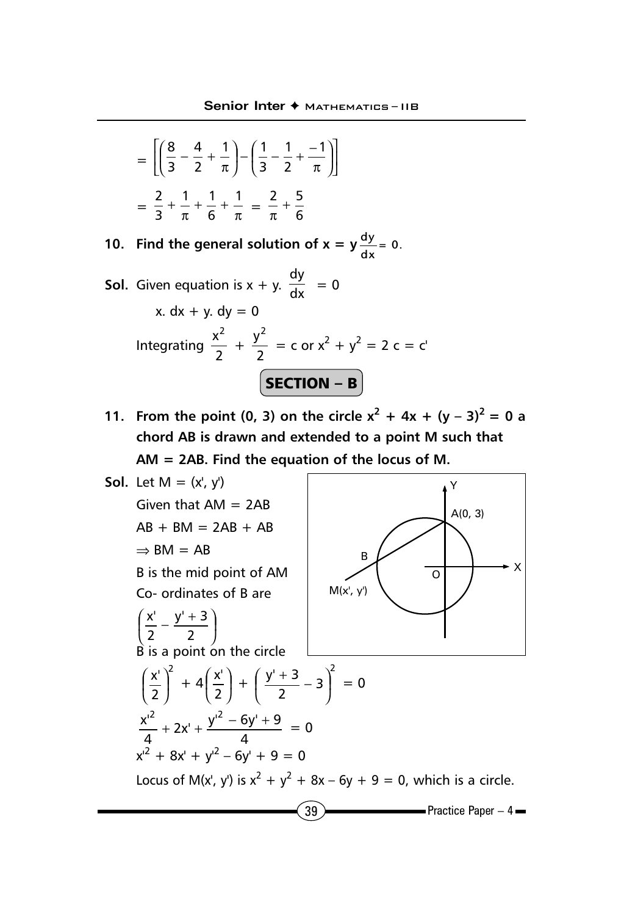$$= \left[\left(\frac{8}{3} - \frac{4}{2} + \frac{1}{\pi}\right) - \left(\frac{1}{3} - \frac{1}{2} + \frac{-1}{\pi}\right)\right]$$

$$= \frac{2}{3} + \frac{1}{\pi} + \frac{1}{6} + \frac{1}{\pi} = \frac{2}{\pi} + \frac{5}{6}$$

**10. Find the general solution of $x = y\frac{dy}{dx} = 0$.**

**Sol.** Given equation is $x + y.\ \frac{dy}{dx} = 0$

$x.\ dx + y.\ dy = 0$

Integrating $\frac{x^2}{2} + \frac{y^2}{2} = c$ or $x^2 + y^2 = 2\,c = c'$

## SECTION – B

**11. From the point (0, 3) on the circle $x^2 + 4x + (y - 3)^2 = 0$ a chord AB is drawn and extended to a point M such that AM = 2AB. Find the equation of the locus of M.**

**Sol.** Let $M = (x', y')$

Given that AM = 2AB

AB + BM = 2AB + AB

$\Rightarrow$ BM = AB

B is the mid point of AM

Co- ordinates of B are

$$\left(\frac{x'}{2} - \frac{y' + 3}{2}\right)$$

B is a point on the circle

$$\left(\frac{x'}{2}\right)^2 + 4\left(\frac{x'}{2}\right) + \left(\frac{y' + 3}{2} - 3\right)^2 = 0$$

$$\frac{x'^2}{4} + 2x' + \frac{y'^2 - 6y' + 9}{4} = 0$$

$$x'^2 + 8x' + y'^2 - 6y' + 9 = 0$$

Locus of $M(x', y')$ is $x^2 + y^2 + 8x - 6y + 9 = 0$, which is a circle.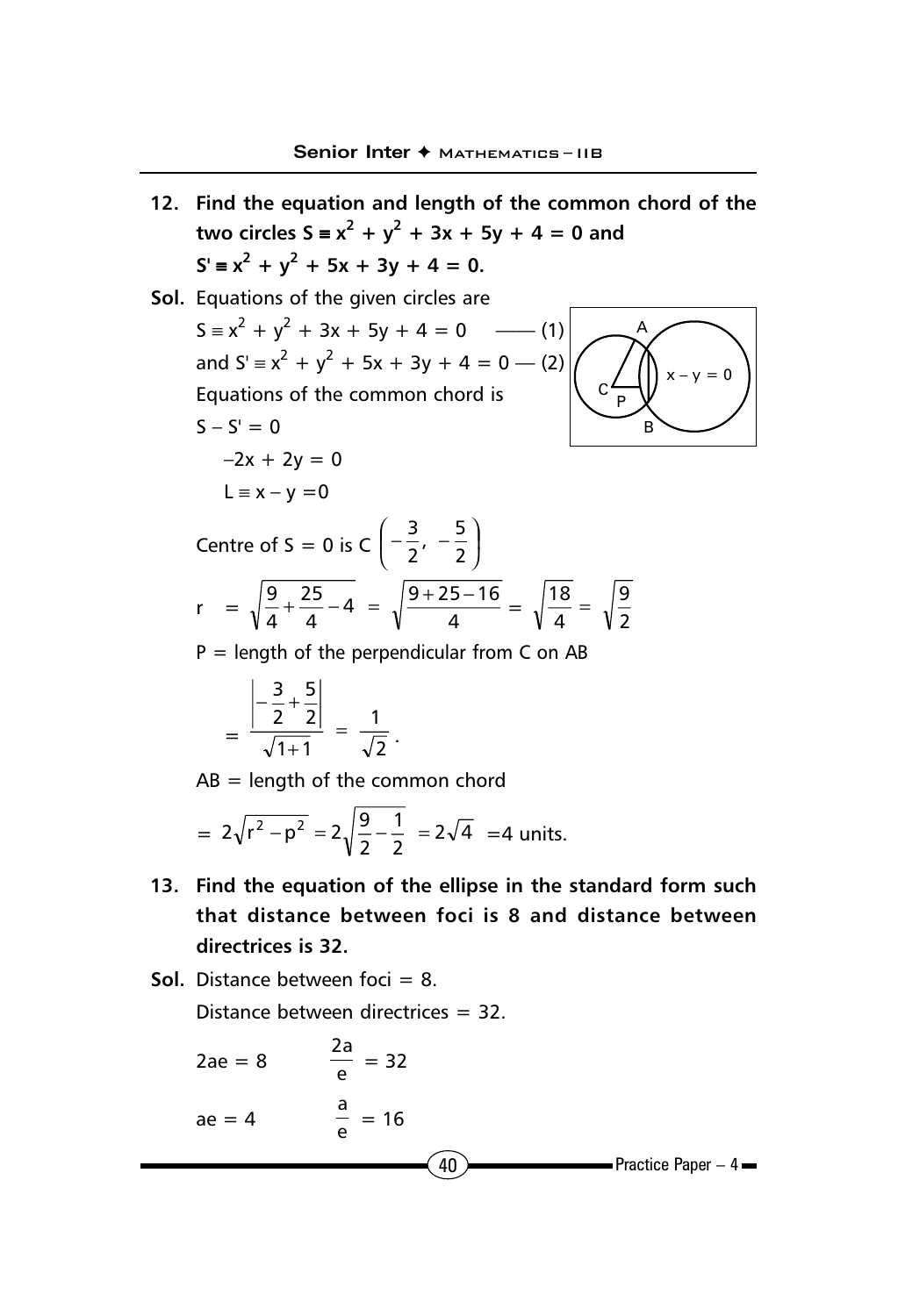**12. Find the equation and length of the common chord of the two circles $S \equiv x^2 + y^2 + 3x + 5y + 4 = 0$ and $S' \equiv x^2 + y^2 + 5x + 3y + 4 = 0$.**

**Sol.** Equations of the given circles are

$S \equiv x^2 + y^2 + 3x + 5y + 4 = 0$ —— (1)

and $S' \equiv x^2 + y^2 + 5x + 3y + 4 = 0$ — (2)

Equations of the common chord is

$S - S' = 0$

$-2x + 2y = 0$

$L \equiv x - y = 0$

Centre of $S = 0$ is $C\left(-\frac{3}{2}, -\frac{5}{2}\right)$

$$r = \sqrt{\frac{9}{4} + \frac{25}{4} - 4} = \sqrt{\frac{9 + 25 - 16}{4}} = \sqrt{\frac{18}{4}} = \sqrt{\frac{9}{2}}$$

$P$ = length of the perpendicular from C on AB

$$= \frac{\left|-\frac{3}{2} + \frac{5}{2}\right|}{\sqrt{1+1}} = \frac{1}{\sqrt{2}}.$$

AB = length of the common chord

$$= 2\sqrt{r^2 - p^2} = 2\sqrt{\frac{9}{2} - \frac{1}{2}} = 2\sqrt{4} = 4 \text{ units.}$$

**13. Find the equation of the ellipse in the standard form such that distance between foci is 8 and distance between directrices is 32.**

**Sol.** Distance between foci = 8.

Distance between directrices = 32.

$2ae = 8 \qquad \frac{2a}{e} = 32$

$ae = 4 \qquad \frac{a}{e} = 16$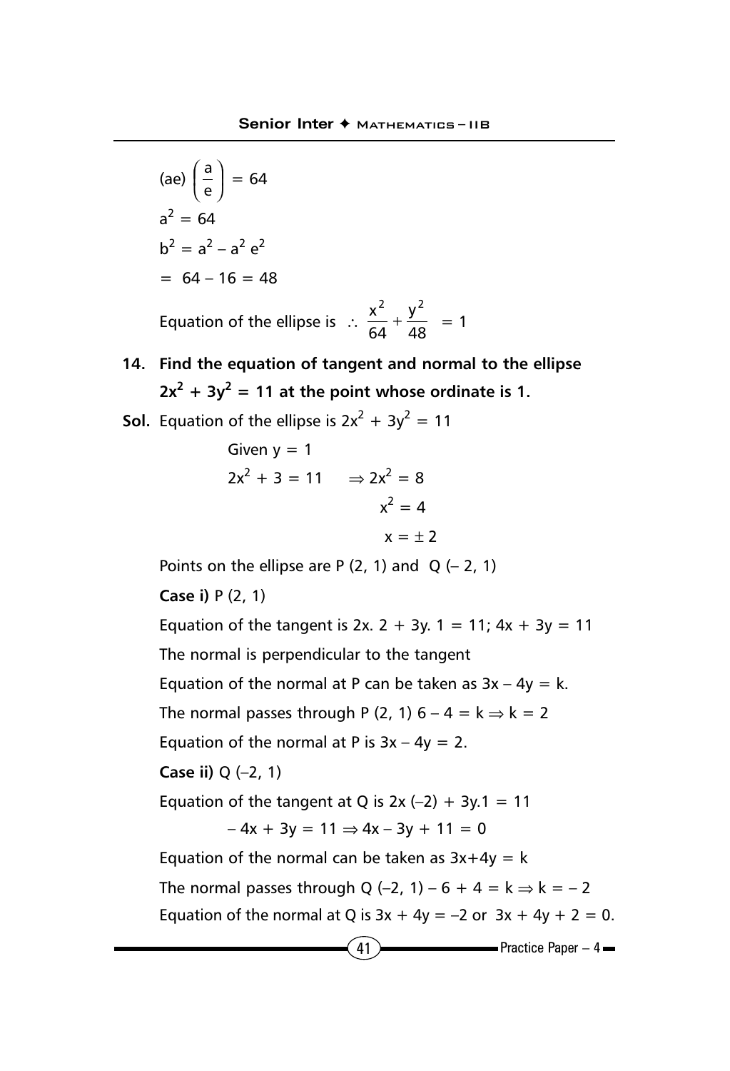$(ae)\left(\dfrac{a}{e}\right) = 64$

$a^2 = 64$

$b^2 = a^2 - a^2 e^2$

$= 64 - 16 = 48$

Equation of the ellipse is $\therefore \dfrac{x^2}{64} + \dfrac{y^2}{48} = 1$

**14. Find the equation of tangent and normal to the ellipse $2x^2 + 3y^2 = 11$ at the point whose ordinate is 1.**

**Sol.** Equation of the ellipse is $2x^2 + 3y^2 = 11$

Given $y = 1$

$2x^2 + 3 = 11 \quad \Rightarrow 2x^2 = 8$

$x^2 = 4$

$x = \pm 2$

Points on the ellipse are P (2, 1) and Q (– 2, 1)

**Case i)** P (2, 1)

Equation of the tangent is $2x.\ 2 + 3y.\ 1 = 11$; $4x + 3y = 11$

The normal is perpendicular to the tangent

Equation of the normal at P can be taken as $3x - 4y = k$.

The normal passes through P (2, 1) $6 - 4 = k \Rightarrow k = 2$

Equation of the normal at P is $3x - 4y = 2$.

**Case ii)** Q (–2, 1)

Equation of the tangent at Q is $2x\,(-2) + 3y.1 = 11$

$-4x + 3y = 11 \Rightarrow 4x - 3y + 11 = 0$

Equation of the normal can be taken as $3x+4y = k$

The normal passes through Q (–2, 1) $-6 + 4 = k \Rightarrow k = -2$

Equation of the normal at Q is $3x + 4y = -2$ or $3x + 4y + 2 = 0$.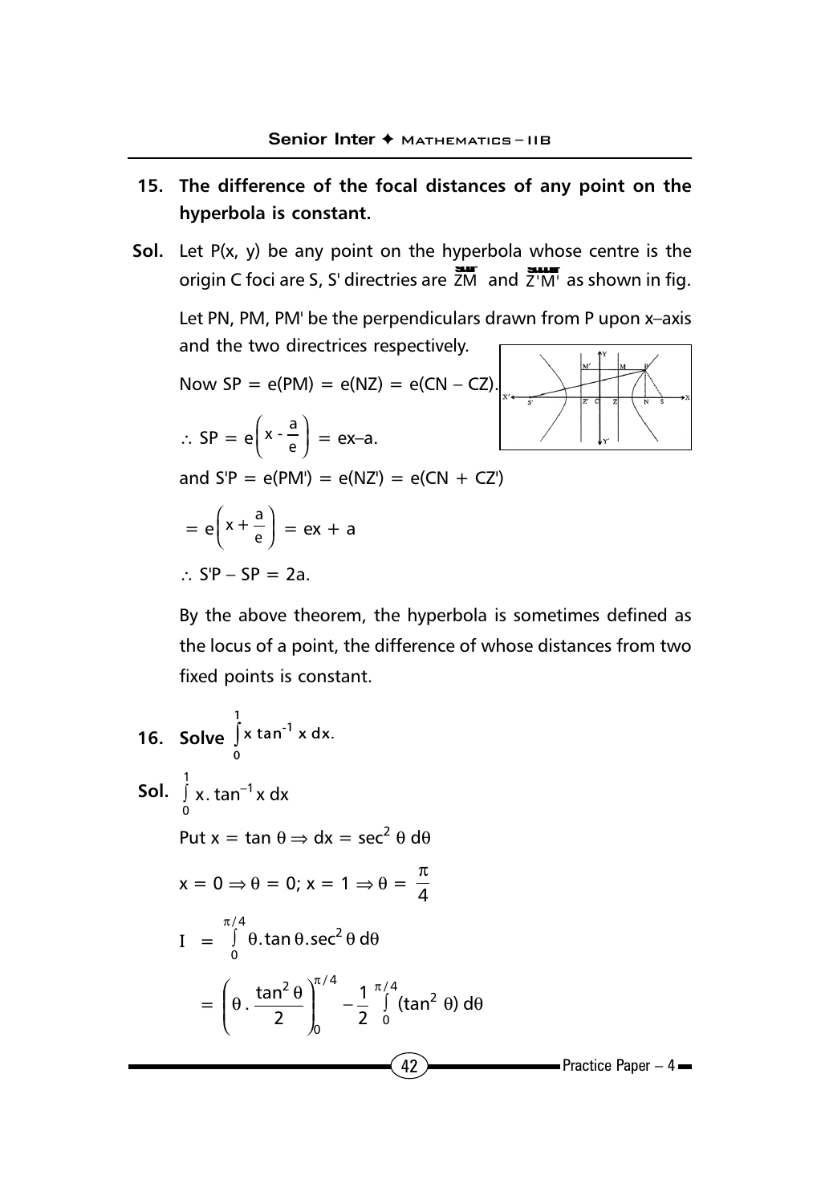**15. The difference of the focal distances of any point on the hyperbola is constant.**

**Sol.** Let P(x, y) be any point on the hyperbola whose centre is the origin C foci are S, S' directries are $\overleftrightarrow{ZM}$ and $\overleftrightarrow{Z'M'}$ as shown in fig.

Let PN, PM, PM' be the perpendiculars drawn from P upon x–axis and the two directrices respectively.

Now SP = e(PM) = e(NZ) = e(CN – CZ).

$\therefore$ SP $= e\left(x - \dfrac{a}{e}\right) = ex - a.$

and S'P = e(PM') = e(NZ') = e(CN + CZ')

$= e\left(x + \dfrac{a}{e}\right) = ex + a$

$\therefore$ S'P – SP = 2a.

By the above theorem, the hyperbola is sometimes defined as the locus of a point, the difference of whose distances from two fixed points is constant.

**16. Solve $\int_0^1 x \tan^{-1} x \, dx$.**

**Sol.** $\int_0^1 x . \tan^{-1} x \, dx$

Put $x = \tan\theta \Rightarrow dx = \sec^2\theta \, d\theta$

$x = 0 \Rightarrow \theta = 0; \; x = 1 \Rightarrow \theta = \dfrac{\pi}{4}$

$$I = \int_0^{\pi/4} \theta . \tan\theta . \sec^2\theta \, d\theta$$

$$= \left(\theta . \frac{\tan^2\theta}{2}\right)_0^{\pi/4} - \frac{1}{2}\int_0^{\pi/4} (\tan^2\theta) \, d\theta$$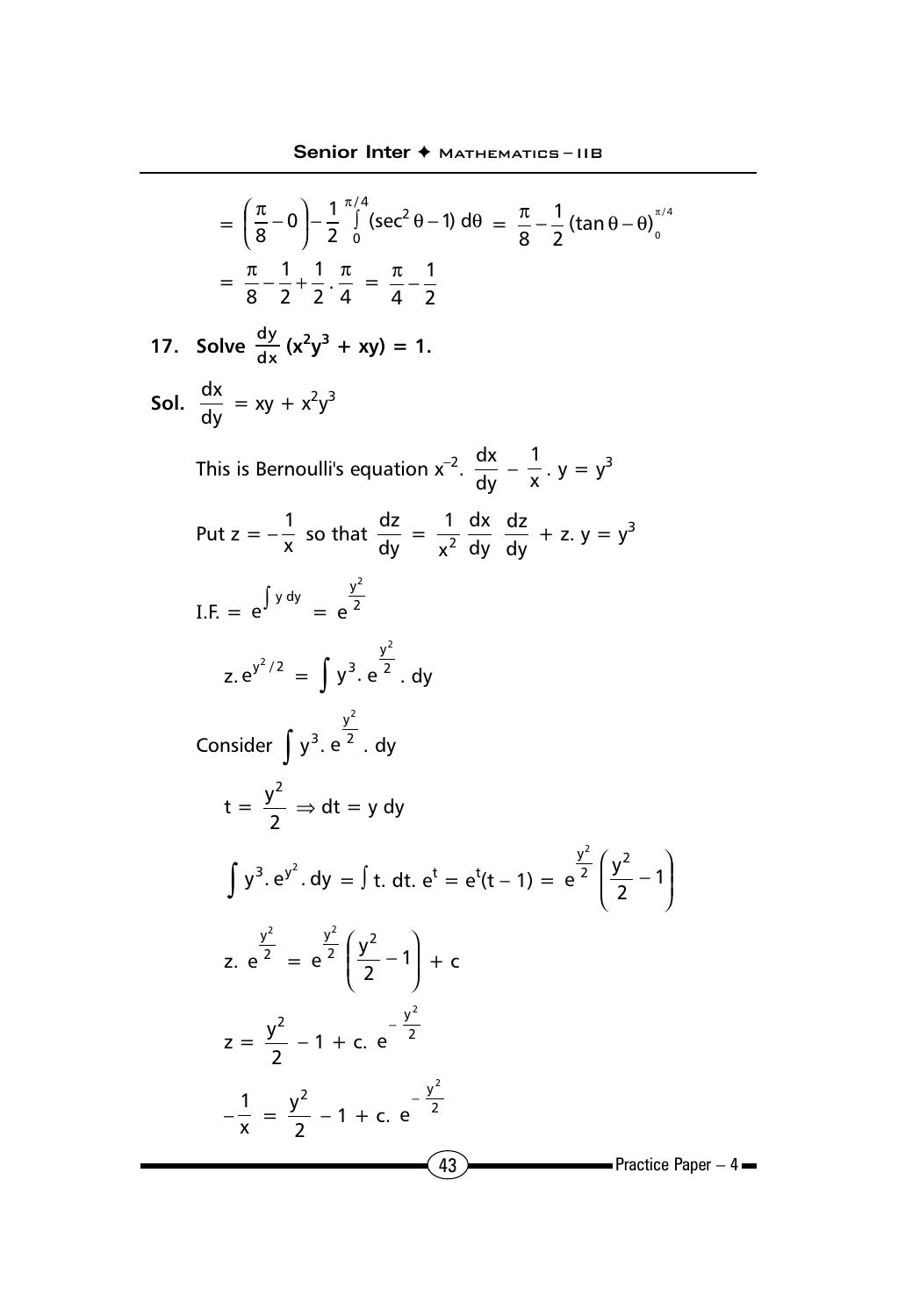$$= \left(\frac{\pi}{8} - 0\right) - \frac{1}{2}\int_0^{\pi/4} (\sec^2\theta - 1)\, d\theta = \frac{\pi}{8} - \frac{1}{2}(\tan\theta - \theta)_0^{\pi/4}$$

$$= \frac{\pi}{8} - \frac{1}{2} + \frac{1}{2}\cdot\frac{\pi}{4} = \frac{\pi}{4} - \frac{1}{2}$$

**17. Solve $\frac{dy}{dx}(x^2y^3 + xy) = 1$.**

**Sol.** $\frac{dx}{dy} = xy + x^2y^3$

This is Bernoulli's equation $x^{-2}.\ \frac{dx}{dy} - \frac{1}{x}.\ y = y^3$

Put $z = -\frac{1}{x}$ so that $\frac{dz}{dy} = \frac{1}{x^2}\frac{dx}{dy}$ $\frac{dz}{dy} + z.\ y = y^3$

$$\text{I.F.} = e^{\int y\, dy} = e^{\frac{y^2}{2}}$$

$$z.\, e^{y^2/2} = \int y^3.\, e^{\frac{y^2}{2}}.\, dy$$

Consider $\int y^3.\, e^{\frac{y^2}{2}}.\, dy$

$$t = \frac{y^2}{2} \Rightarrow dt = y\, dy$$

$$\int y^3.\, e^{y^2}.\, dy = \int t.\, dt.\, e^t = e^t(t - 1) = e^{\frac{y^2}{2}}\left(\frac{y^2}{2} - 1\right)$$

$$z.\ e^{\frac{y^2}{2}} = e^{\frac{y^2}{2}}\left(\frac{y^2}{2} - 1\right) + c$$

$$z = \frac{y^2}{2} - 1 + c.\ e^{-\frac{y^2}{2}}$$

$$-\frac{1}{x} = \frac{y^2}{2} - 1 + c.\ e^{-\frac{y^2}{2}}$$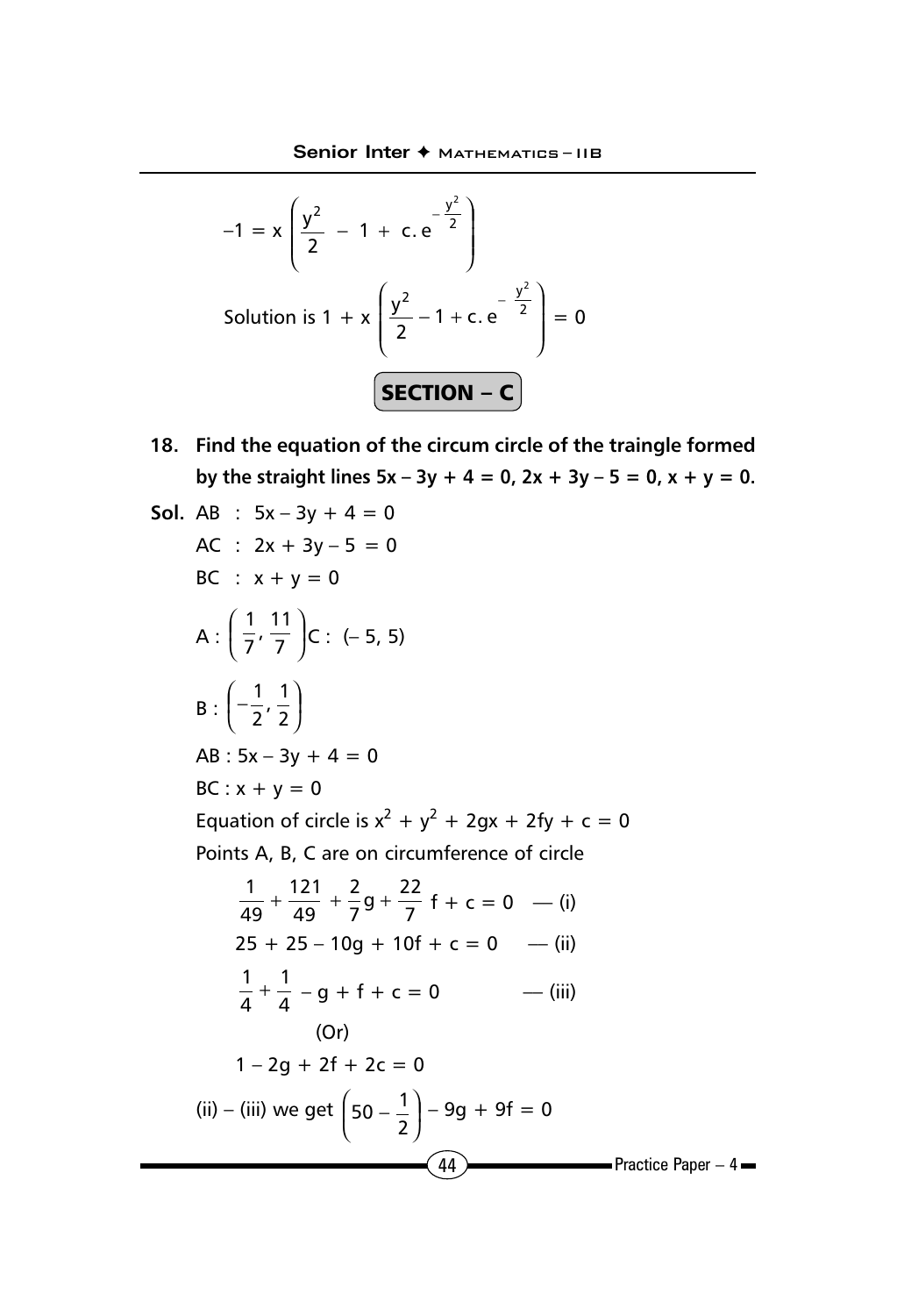$$-1 = x\left(\frac{y^2}{2} - 1 + c.e^{-\frac{y^2}{2}}\right)$$

Solution is $1 + x\left(\frac{y^2}{2} - 1 + c.e^{-\frac{y^2}{2}}\right) = 0$

## SECTION – C

**18. Find the equation of the circum circle of the traingle formed by the straight lines $5x - 3y + 4 = 0$, $2x + 3y - 5 = 0$, $x + y = 0$.**

**Sol.** AB : $5x - 3y + 4 = 0$

AC : $2x + 3y - 5 = 0$

BC : $x + y = 0$

A : $\left(\frac{1}{7}, \frac{11}{7}\right)$ C : $(-5, 5)$

B : $\left(-\frac{1}{2}, \frac{1}{2}\right)$

AB : $5x - 3y + 4 = 0$

BC : $x + y = 0$

Equation of circle is $x^2 + y^2 + 2gx + 2fy + c = 0$

Points A, B, C are on circumference of circle

$$\frac{1}{49} + \frac{121}{49} + \frac{2}{7}g + \frac{22}{7}f + c = 0 \quad \text{— (i)}$$

$$25 + 25 - 10g + 10f + c = 0 \quad \text{— (ii)}$$

$$\frac{1}{4} + \frac{1}{4} - g + f + c = 0 \quad \text{— (iii)}$$

(Or)

$$1 - 2g + 2f + 2c = 0$$

(ii) – (iii) we get $\left(50 - \frac{1}{2}\right) - 9g + 9f = 0$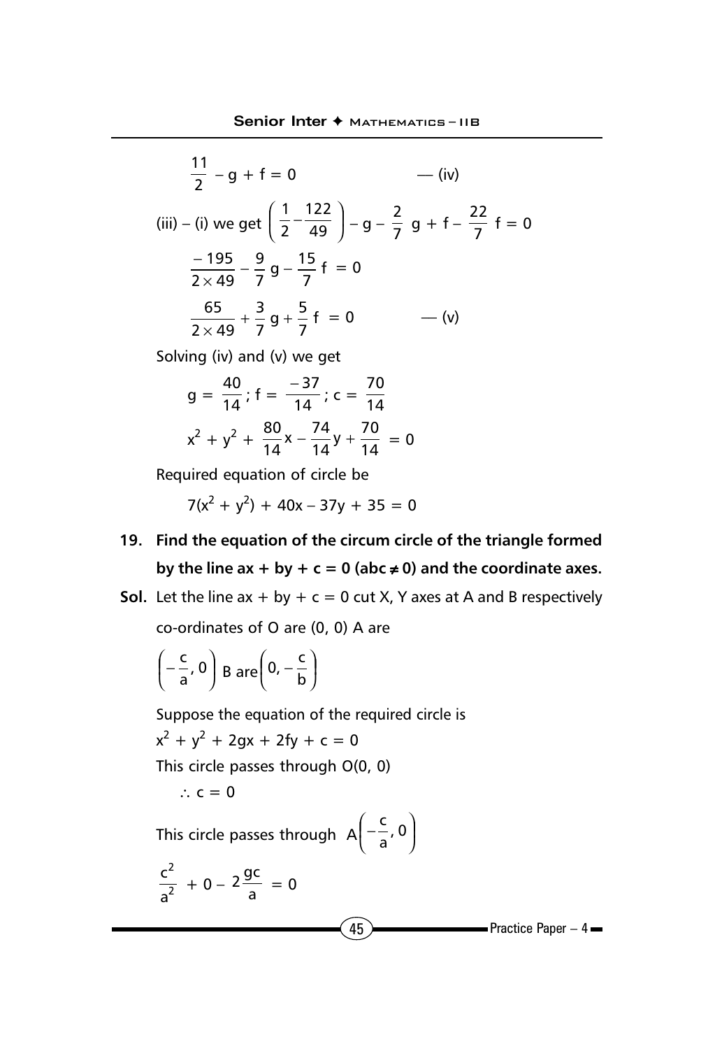$$\frac{11}{2} - g + f = 0 \qquad \text{— (iv)}$$

(iii) – (i) we get $\left(\frac{1}{2} - \frac{122}{49}\right) - g - \frac{2}{7}\, g + f - \frac{22}{7}\, f = 0$

$$\frac{-195}{2 \times 49} - \frac{9}{7}\, g - \frac{15}{7}\, f = 0$$

$$\frac{65}{2 \times 49} + \frac{3}{7}\, g + \frac{5}{7}\, f = 0 \qquad \text{— (v)}$$

Solving (iv) and (v) we get

$$g = \frac{40}{14};\ f = \frac{-37}{14};\ c = \frac{70}{14}$$

$$x^2 + y^2 + \frac{80}{14}x - \frac{74}{14}y + \frac{70}{14} = 0$$

Required equation of circle be

$$7(x^2 + y^2) + 40x - 37y + 35 = 0$$

**19. Find the equation of the circum circle of the triangle formed by the line ax + by + c = 0 (abc ≠ 0) and the coordinate axes.**

**Sol.** Let the line $ax + by + c = 0$ cut X, Y axes at A and B respectively

co-ordinates of O are (0, 0) A are

$\left(-\frac{c}{a}, 0\right)$ B are $\left(0, -\frac{c}{b}\right)$

Suppose the equation of the required circle is

$x^2 + y^2 + 2gx + 2fy + c = 0$

This circle passes through O(0, 0)

$\therefore\ c = 0$

This circle passes through $A\left(-\frac{c}{a}, 0\right)$

$$\frac{c^2}{a^2} + 0 - 2\frac{gc}{a} = 0$$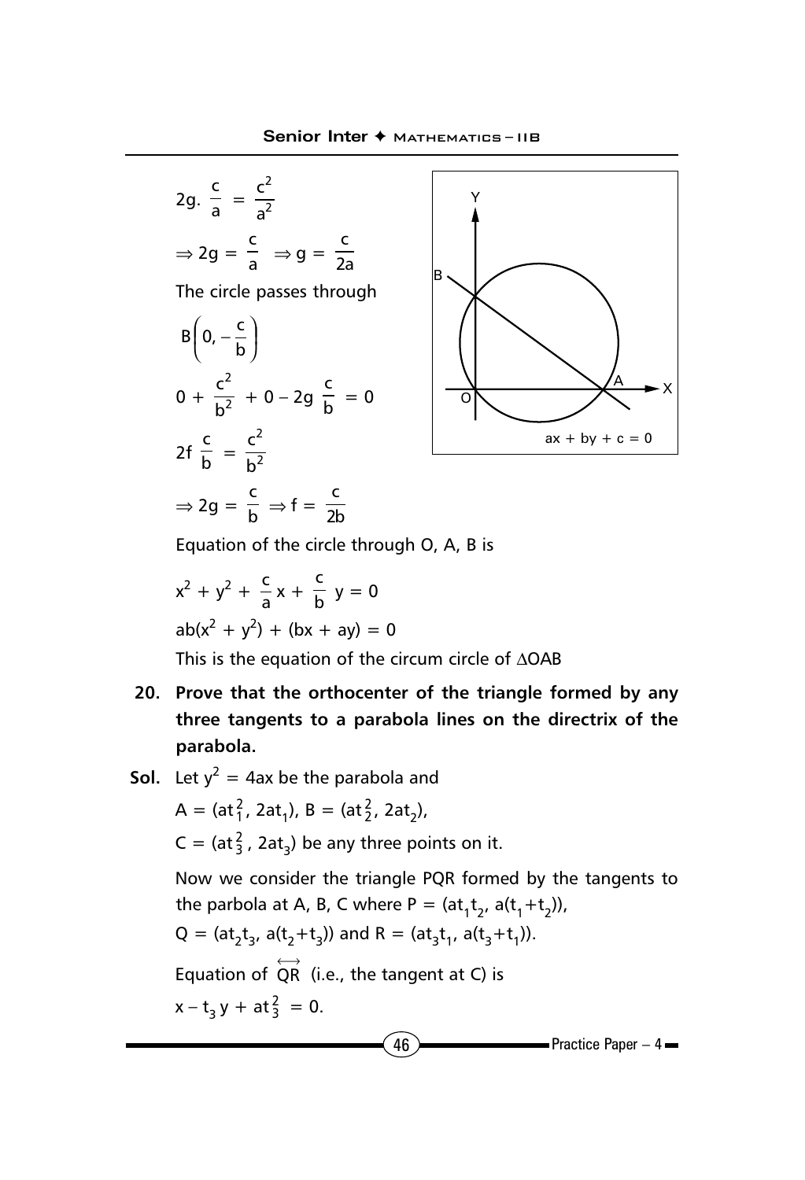$2g \cdot \frac{c}{a} = \frac{c^2}{a^2}$

$\Rightarrow 2g = \frac{c}{a} \Rightarrow g = \frac{c}{2a}$

The circle passes through

$B\left(0, -\frac{c}{b}\right)$

$0 + \frac{c^2}{b^2} + 0 - 2g\,\frac{c}{b} = 0$

$2f\,\frac{c}{b} = \frac{c^2}{b^2}$

$\Rightarrow 2g = \frac{c}{b} \Rightarrow f = \frac{c}{2b}$

Equation of the circle through O, A, B is

$$x^2 + y^2 + \frac{c}{a}x + \frac{c}{b}y = 0$$

$$ab(x^2 + y^2) + (bx + ay) = 0$$

This is the equation of the circum circle of $\Delta OAB$

**20. Prove that the orthocenter of the triangle formed by any three tangents to a parabola lines on the directrix of the parabola.**

**Sol.** Let $y^2 = 4ax$ be the parabola and

$A = (at_1^2, 2at_1)$, $B = (at_2^2, 2at_2)$,

$C = (at_3^2, 2at_3)$ be any three points on it.

Now we consider the triangle PQR formed by the tangents to the parbola at A, B, C where $P = (at_1t_2, a(t_1+t_2))$,

$Q = (at_2t_3, a(t_2+t_3))$ and $R = (at_3t_1, a(t_3+t_1))$.

Equation of $\overleftrightarrow{QR}$ (i.e., the tangent at C) is

$x - t_3y + at_3^2 = 0.$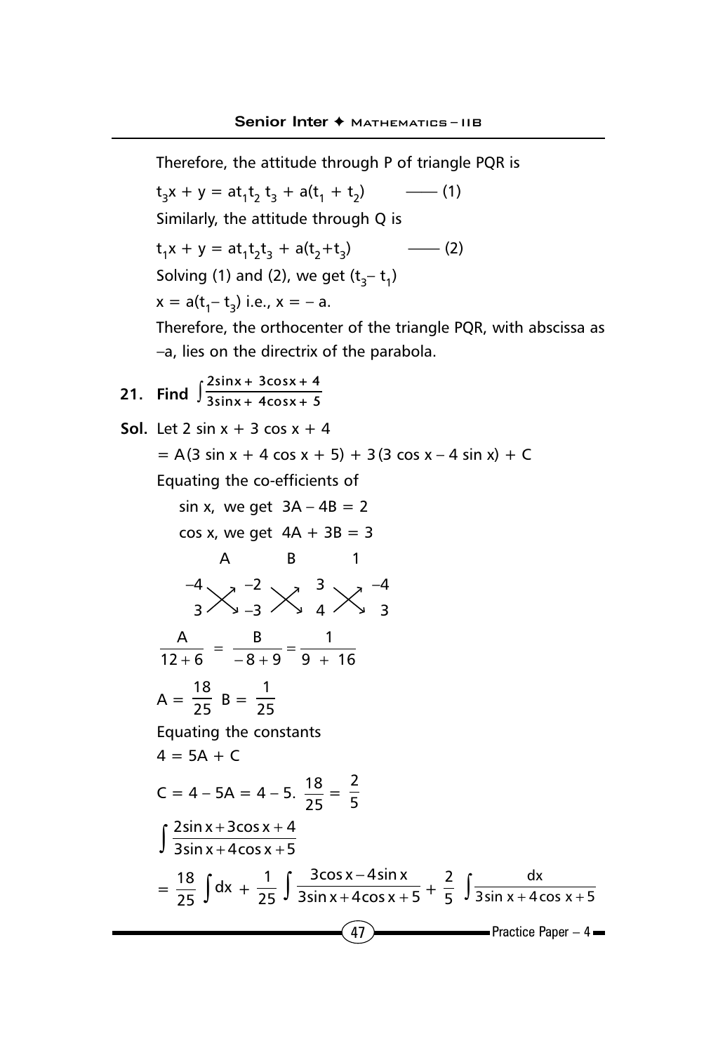Therefore, the attitude through P of triangle PQR is

$t_3x + y = at_1t_2t_3 + a(t_1 + t_2)$ —— (1)

Similarly, the attitude through Q is

$t_1x + y = at_1t_2t_3 + a(t_2+t_3)$ —— (2)

Solving (1) and (2), we get $(t_3 - t_1)$

$x = a(t_1 - t_3)$ i.e., $x = -a$.

Therefore, the orthocenter of the triangle PQR, with abscissa as $-a$, lies on the directrix of the parabola.

**21. Find** $\int \frac{2\sin x + 3\cos x + 4}{3\sin x + 4\cos x + 5}$

**Sol.** Let $2\sin x + 3\cos x + 4$

$= A(3\sin x + 4\cos x + 5) + 3(3\cos x - 4\sin x) + C$

Equating the co-efficients of

sin x, we get $3A - 4B = 2$

cos x, we get $4A + 3B = 3$

$$\begin{matrix} A & & B & & 1 \\ -4 & -2 & & 3 & -4 \\ 3 & -3 & & 4 & 3 \end{matrix}$$

$$\frac{A}{12+6} = \frac{B}{-8+9} = \frac{1}{9+16}$$

$$A = \frac{18}{25} \quad B = \frac{1}{25}$$

Equating the constants

$4 = 5A + C$

$$C = 4 - 5A = 4 - 5.\ \frac{18}{25} = \frac{2}{5}$$

$$\int \frac{2\sin x + 3\cos x + 4}{3\sin x + 4\cos x + 5}$$

$$= \frac{18}{25}\int dx + \frac{1}{25}\int \frac{3\cos x - 4\sin x}{3\sin x + 4\cos x + 5} + \frac{2}{5}\int \frac{dx}{3\sin x + 4\cos x + 5}$$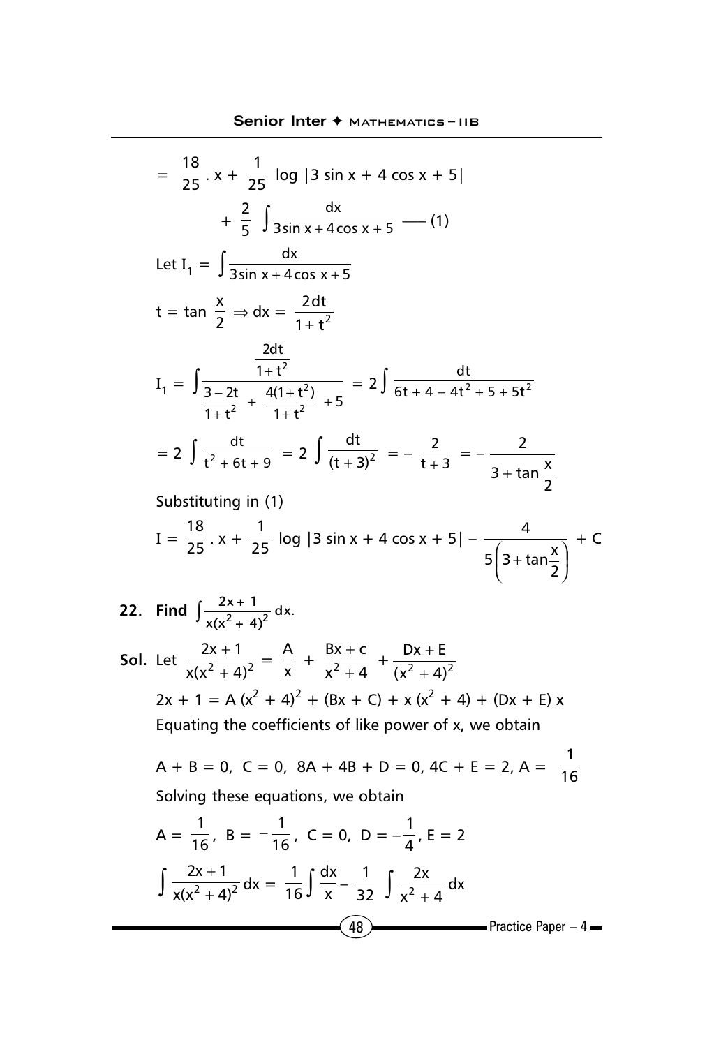$$= \frac{18}{25}.x + \frac{1}{25} \log|3\sin x + 4\cos x + 5| + \frac{2}{5}\int \frac{dx}{3\sin x + 4\cos x + 5} \quad \text{—— (1)}$$

Let $I_1 = \int \frac{dx}{3\sin x + 4\cos x + 5}$

$t = \tan\frac{x}{2} \Rightarrow dx = \frac{2dt}{1+t^2}$

$$I_1 = \int \frac{\frac{2dt}{1+t^2}}{\frac{3-2t}{1+t^2} + \frac{4(1+t^2)}{1+t^2} + 5} = 2\int \frac{dt}{6t + 4 - 4t^2 + 5 + 5t^2}$$

$$= 2\int \frac{dt}{t^2 + 6t + 9} = 2\int \frac{dt}{(t+3)^2} = -\frac{2}{t+3} = -\frac{2}{3 + \tan\frac{x}{2}}$$

Substituting in (1)

$$I = \frac{18}{25}.x + \frac{1}{25}\log|3\sin x + 4\cos x + 5| - \frac{4}{5\left(3 + \tan\frac{x}{2}\right)} + C$$

**22. Find $\int \frac{2x+1}{x(x^2+4)^2}dx$.**

**Sol.** Let $\frac{2x+1}{x(x^2+4)^2} = \frac{A}{x} + \frac{Bx+c}{x^2+4} + \frac{Dx+E}{(x^2+4)^2}$

$2x + 1 = A(x^2+4)^2 + (Bx + C) + x(x^2+4) + (Dx + E)x$

Equating the coefficients of like power of x, we obtain

$A + B = 0,\ C = 0,\ 8A + 4B + D = 0, 4C + E = 2, A = \frac{1}{16}$

Solving these equations, we obtain

$A = \frac{1}{16},\ B = -\frac{1}{16},\ C = 0,\ D = -\frac{1}{4}, E = 2$

$$\int \frac{2x+1}{x(x^2+4)^2}dx = \frac{1}{16}\int \frac{dx}{x} - \frac{1}{32}\int \frac{2x}{x^2+4}dx$$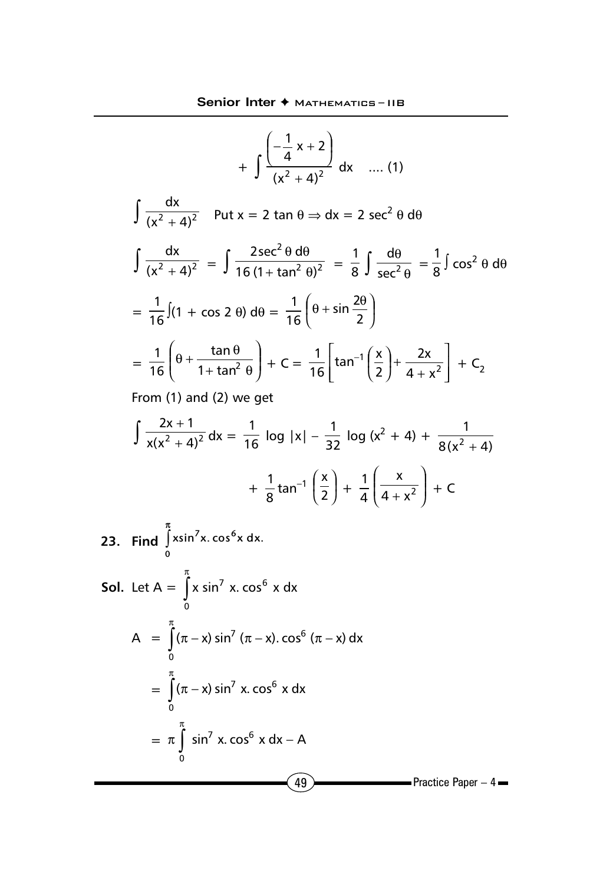$$+ \int \frac{\left(-\frac{1}{4}x + 2\right)}{(x^2+4)^2}\, dx \quad .... (1)$$

$$\int \frac{dx}{(x^2+4)^2} \quad \text{Put } x = 2\tan\theta \Rightarrow dx = 2\sec^2\theta\, d\theta$$

$$\int \frac{dx}{(x^2+4)^2} = \int \frac{2\sec^2\theta\, d\theta}{16(1+\tan^2\theta)^2} = \frac{1}{8}\int \frac{d\theta}{\sec^2\theta} = \frac{1}{8}\int \cos^2\theta\, d\theta$$

$$= \frac{1}{16}\int (1 + \cos 2\theta)\, d\theta = \frac{1}{16}\left(\theta + \sin\frac{2\theta}{2}\right)$$

$$= \frac{1}{16}\left(\theta + \frac{\tan\theta}{1+\tan^2\theta}\right) + C = \frac{1}{16}\left[\tan^{-1}\left(\frac{x}{2}\right) + \frac{2x}{4+x^2}\right] + C_2$$

From (1) and (2) we get

$$\int \frac{2x+1}{x(x^2+4)^2}\, dx = \frac{1}{16}\log|x| - \frac{1}{32}\log(x^2+4) + \frac{1}{8(x^2+4)}$$

$$+ \frac{1}{8}\tan^{-1}\left(\frac{x}{2}\right) + \frac{1}{4}\left(\frac{x}{4+x^2}\right) + C$$

**23. Find $\int_0^{\pi} x\sin^7 x.\cos^6 x\, dx$.**

**Sol.** Let $A = \int_0^{\pi} x\sin^7 x.\cos^6 x\, dx$

$$A = \int_0^{\pi} (\pi - x)\sin^7(\pi - x).\cos^6(\pi - x)\, dx$$

$$= \int_0^{\pi} (\pi - x)\sin^7 x.\cos^6 x\, dx$$

$$= \pi\int_0^{\pi} \sin^7 x.\cos^6 x\, dx - A$$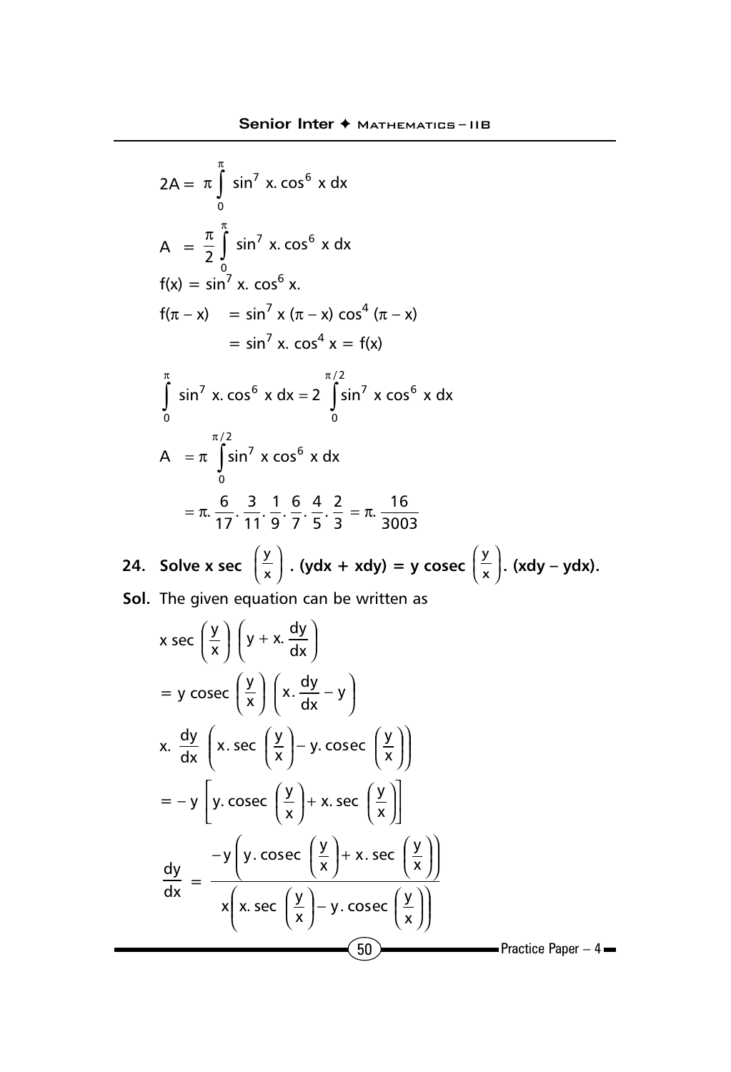$$2A = \pi \int_0^{\pi} \sin^7 x . \cos^6 x \, dx$$

$$A = \frac{\pi}{2} \int_0^{\pi} \sin^7 x . \cos^6 x \, dx$$

$f(x) = \sin^7 x . \cos^6 x.$

$$f(\pi - x) = \sin^7 x (\pi - x) \cos^4 (\pi - x)$$

$$= \sin^7 x . \cos^4 x = f(x)$$

$$\int_0^{\pi} \sin^7 x . \cos^6 x \, dx = 2 \int_0^{\pi/2} \sin^7 x \cos^6 x \, dx$$

$$A = \pi \int_0^{\pi/2} \sin^7 x \cos^6 x \, dx$$

$$= \pi . \frac{6}{17} . \frac{3}{11} . \frac{1}{9} . \frac{6}{7} . \frac{4}{5} . \frac{2}{3} = \pi . \frac{16}{3003}$$

**24. Solve x sec $\left(\frac{y}{x}\right)$ . (ydx + xdy) = y cosec $\left(\frac{y}{x}\right)$. (xdy – ydx).**

**Sol.** The given equation can be written as

$$x \sec\left(\frac{y}{x}\right)\left(y + x . \frac{dy}{dx}\right)$$

$$= y \operatorname{cosec}\left(\frac{y}{x}\right)\left(x . \frac{dy}{dx} - y\right)$$

$$x . \frac{dy}{dx}\left(x . \sec\left(\frac{y}{x}\right) - y . \operatorname{cosec}\left(\frac{y}{x}\right)\right)$$

$$= -y\left[y . \operatorname{cosec}\left(\frac{y}{x}\right) + x . \sec\left(\frac{y}{x}\right)\right]$$

$$\frac{dy}{dx} = \frac{-y\left(y . \operatorname{cosec}\left(\frac{y}{x}\right) + x . \sec\left(\frac{y}{x}\right)\right)}{x\left(x . \sec\left(\frac{y}{x}\right) - y . \operatorname{cosec}\left(\frac{y}{x}\right)\right)}$$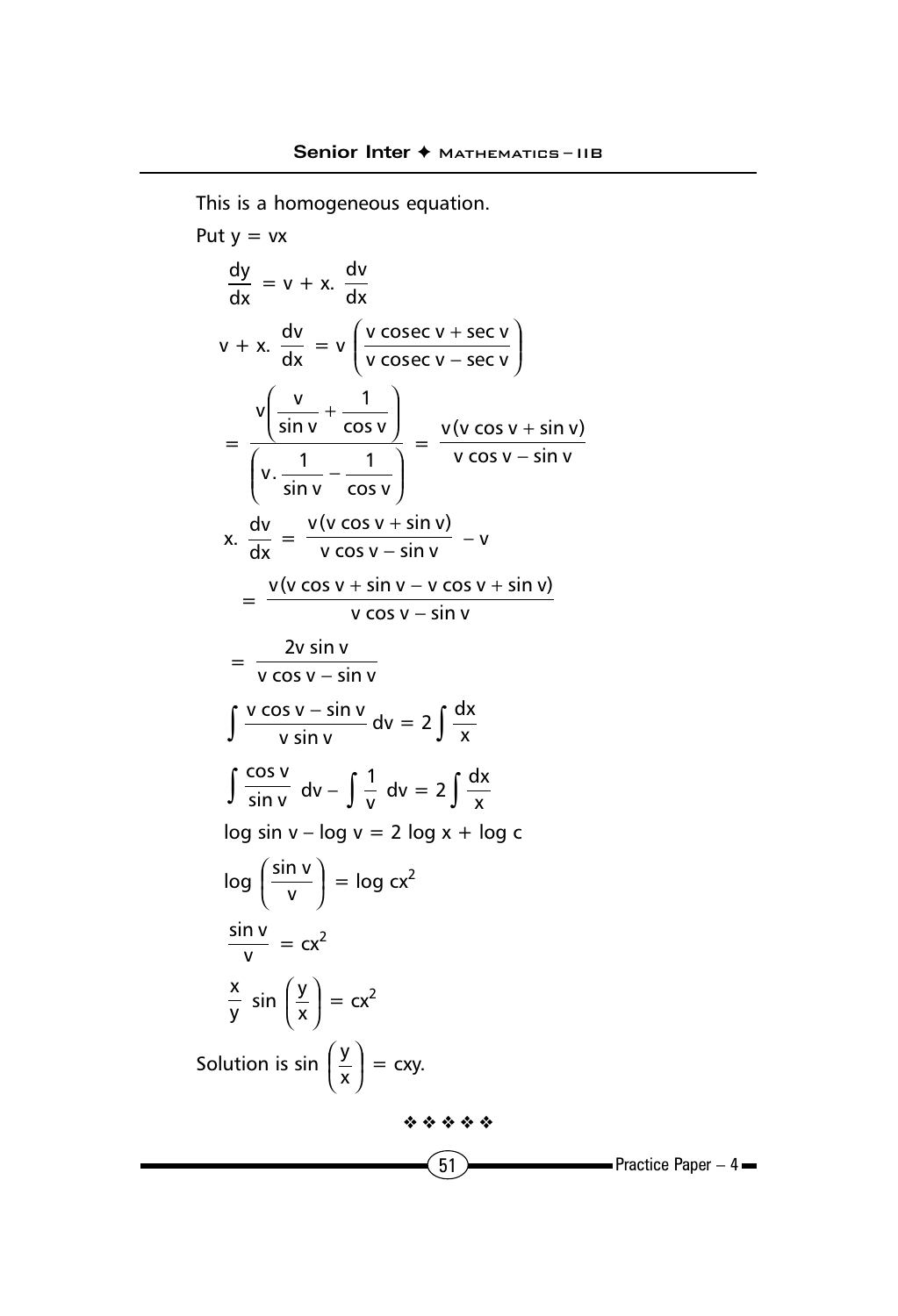This is a homogeneous equation.

Put $y = vx$

$$\frac{dy}{dx} = v + x.\frac{dv}{dx}$$

$$v + x.\frac{dv}{dx} = v\left(\frac{v\,\text{cosec}\,v + \sec v}{v\,\text{cosec}\,v - \sec v}\right)$$

$$= \frac{v\left(\frac{v}{\sin v} + \frac{1}{\cos v}\right)}{\left(v.\frac{1}{\sin v} - \frac{1}{\cos v}\right)} = \frac{v(v\cos v + \sin v)}{v\cos v - \sin v}$$

$$x.\frac{dv}{dx} = \frac{v(v\cos v + \sin v)}{v\cos v - \sin v} - v$$

$$= \frac{v(v\cos v + \sin v - v\cos v + \sin v)}{v\cos v - \sin v}$$

$$= \frac{2v\sin v}{v\cos v - \sin v}$$

$$\int \frac{v\cos v - \sin v}{v\sin v}\,dv = 2\int \frac{dx}{x}$$

$$\int \frac{\cos v}{\sin v}\,dv - \int \frac{1}{v}\,dv = 2\int \frac{dx}{x}$$

$$\log \sin v - \log v = 2\log x + \log c$$

$$\log\left(\frac{\sin v}{v}\right) = \log cx^2$$

$$\frac{\sin v}{v} = cx^2$$

$$\frac{x}{y}\sin\left(\frac{y}{x}\right) = cx^2$$

Solution is $\sin\left(\frac{y}{x}\right) = cxy.$

❖ ❖ ❖ ❖ ❖